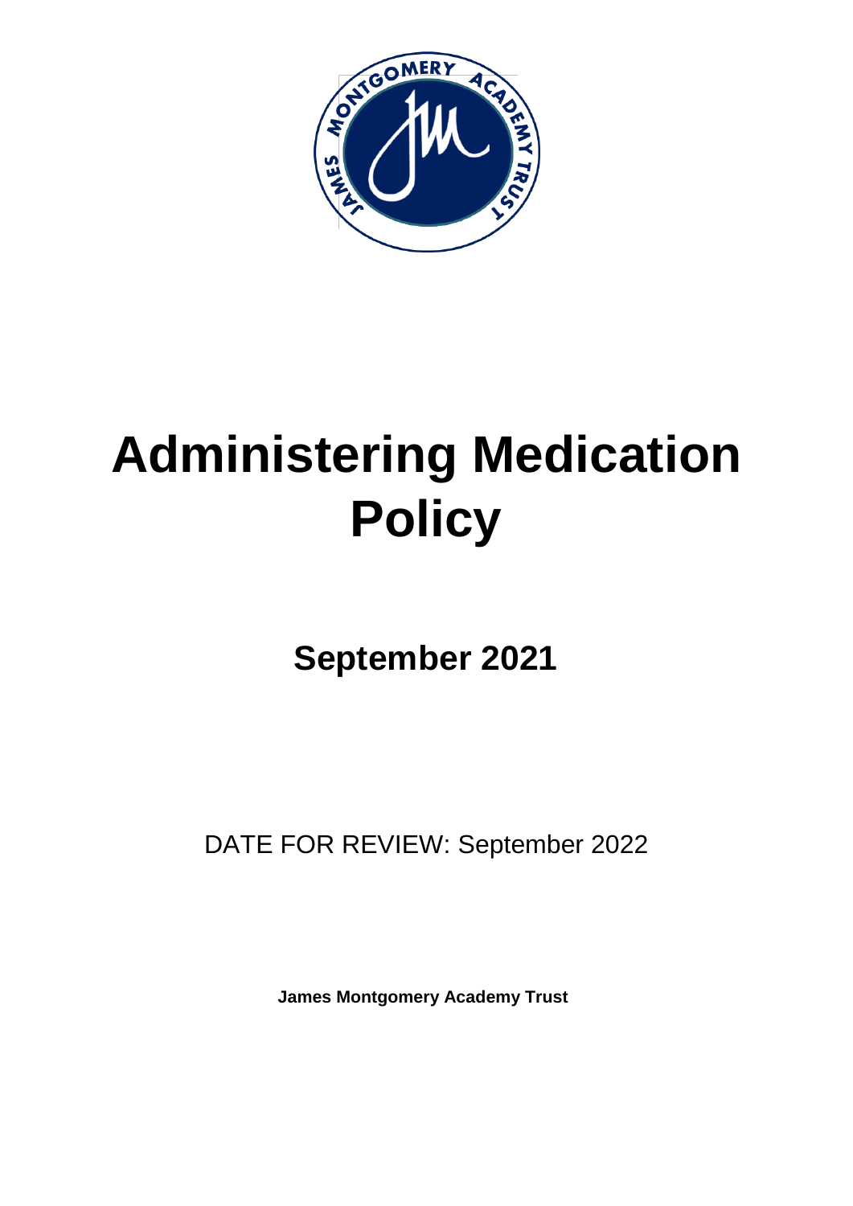# Administering Medication Policy

## September 2021

DATE FOR REVIEW: September 2022

**James Montgomery Academy Trust**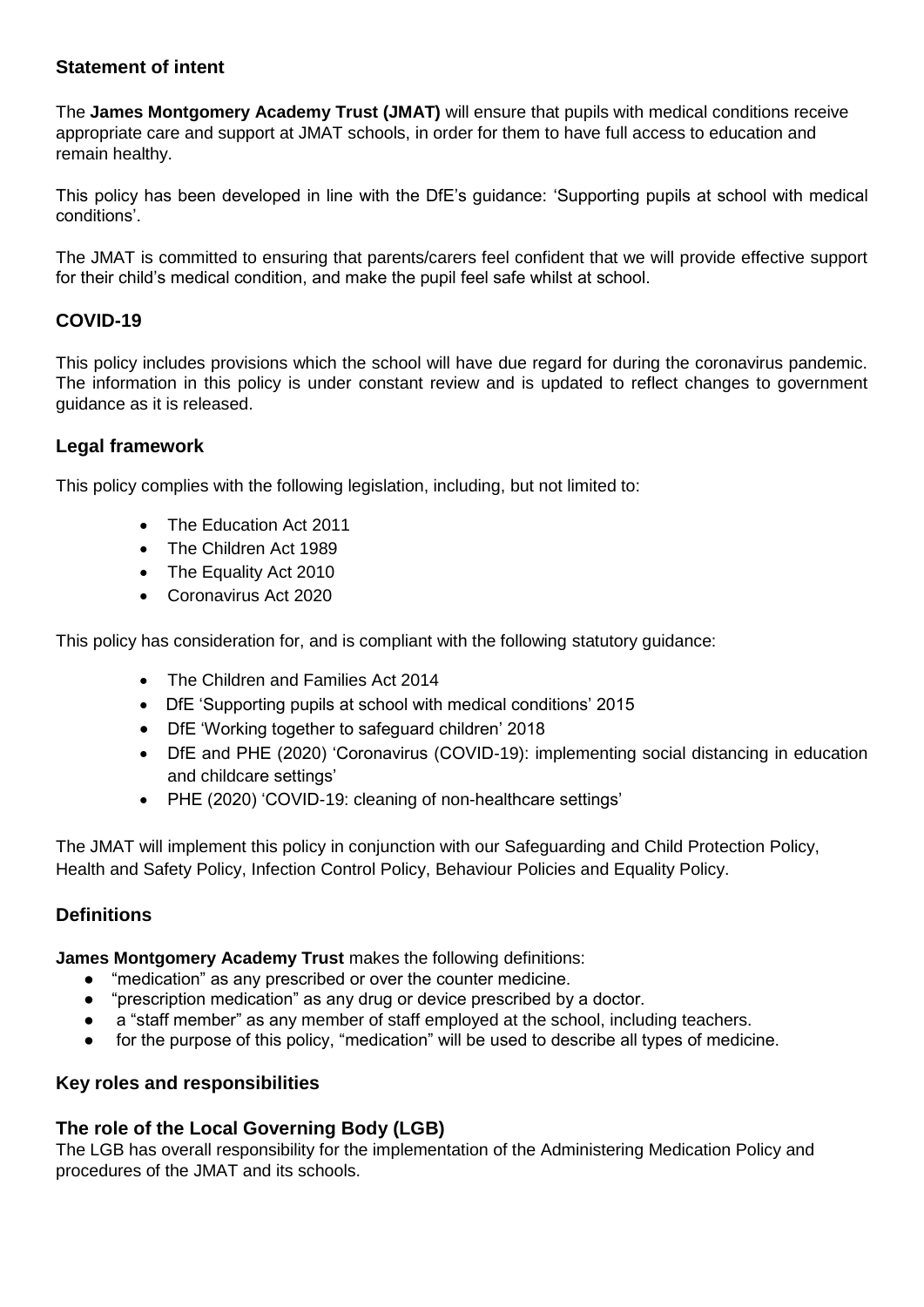## Statement of intent

The **James Montgomery Academy Trust (JMAT)** will ensure that pupils with medical conditions receive appropriate care and support at JMAT schools, in order for them to have full access to education and remain healthy.

This policy has been developed in line with the DfE's guidance: 'Supporting pupils at school with medical conditions'.

The JMAT is committed to ensuring that parents/carers feel confident that we will provide effective support for their child's medical condition, and make the pupil feel safe whilst at school.

## COVID-19

This policy includes provisions which the school will have due regard for during the coronavirus pandemic. The information in this policy is under constant review and is updated to reflect changes to government guidance as it is released.

## Legal framework

This policy complies with the following legislation, including, but not limited to:

- The Education Act 2011
- The Children Act 1989
- The Equality Act 2010
- Coronavirus Act 2020

This policy has consideration for, and is compliant with the following statutory guidance:

- The Children and Families Act 2014
- DfE 'Supporting pupils at school with medical conditions' 2015
- DfE 'Working together to safeguard children' 2018
- DfE and PHE (2020) 'Coronavirus (COVID-19): implementing social distancing in education and childcare settings'
- PHE (2020) 'COVID-19: cleaning of non-healthcare settings'

The JMAT will implement this policy in conjunction with our Safeguarding and Child Protection Policy, Health and Safety Policy, Infection Control Policy, Behaviour Policies and Equality Policy.

## Definitions

**James Montgomery Academy Trust** makes the following definitions:

- "medication" as any prescribed or over the counter medicine.
- "prescription medication" as any drug or device prescribed by a doctor.
- a "staff member" as any member of staff employed at the school, including teachers.
- for the purpose of this policy, "medication" will be used to describe all types of medicine.

## Key roles and responsibilities

### The role of the Local Governing Body (LGB)

The LGB has overall responsibility for the implementation of the Administering Medication Policy and procedures of the JMAT and its schools.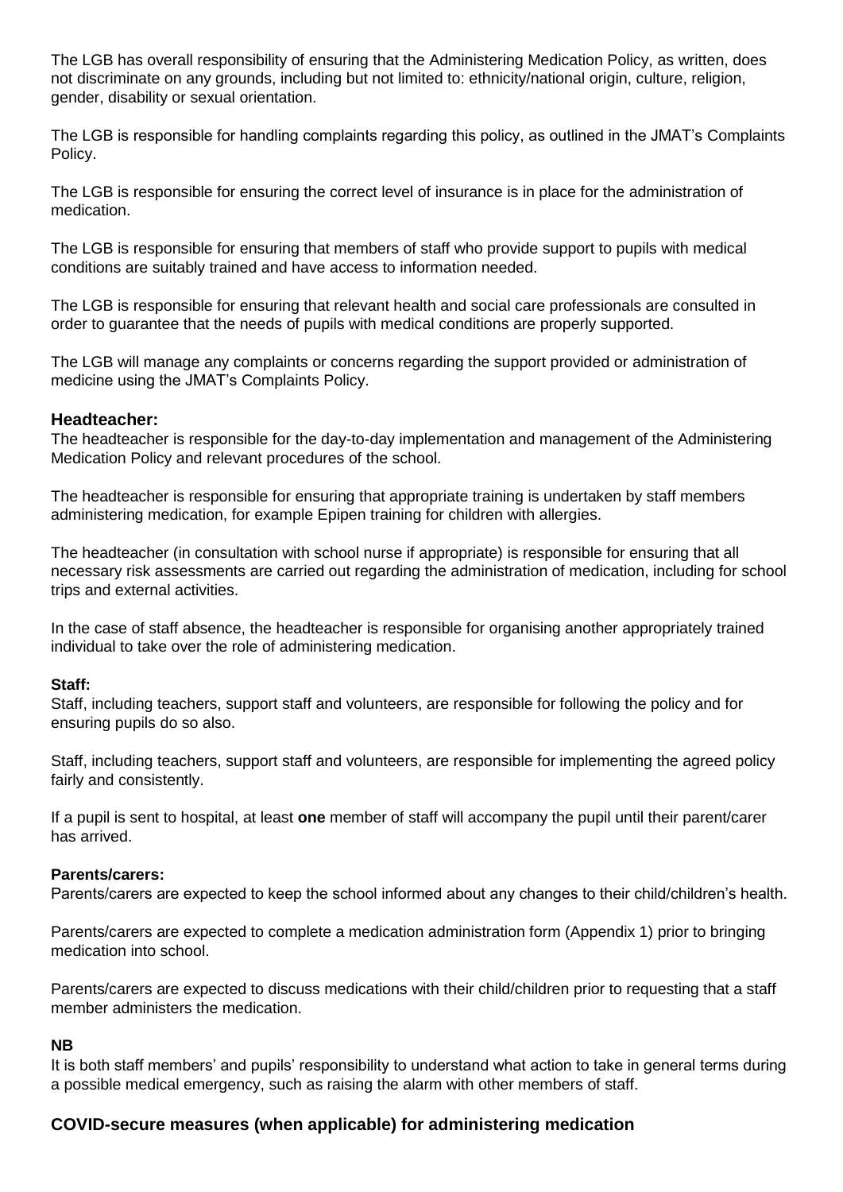The LGB has overall responsibility of ensuring that the Administering Medication Policy, as written, does not discriminate on any grounds, including but not limited to: ethnicity/national origin, culture, religion, gender, disability or sexual orientation.

The LGB is responsible for handling complaints regarding this policy, as outlined in the JMAT's Complaints Policy.

The LGB is responsible for ensuring the correct level of insurance is in place for the administration of medication.

The LGB is responsible for ensuring that members of staff who provide support to pupils with medical conditions are suitably trained and have access to information needed.

The LGB is responsible for ensuring that relevant health and social care professionals are consulted in order to guarantee that the needs of pupils with medical conditions are properly supported.

The LGB will manage any complaints or concerns regarding the support provided or administration of medicine using the JMAT's Complaints Policy.

### Headteacher:

The headteacher is responsible for the day-to-day implementation and management of the Administering Medication Policy and relevant procedures of the school.

The headteacher is responsible for ensuring that appropriate training is undertaken by staff members administering medication, for example Epipen training for children with allergies.

The headteacher (in consultation with school nurse if appropriate) is responsible for ensuring that all necessary risk assessments are carried out regarding the administration of medication, including for school trips and external activities.

In the case of staff absence, the headteacher is responsible for organising another appropriately trained individual to take over the role of administering medication.

**Staff:**

Staff, including teachers, support staff and volunteers, are responsible for following the policy and for ensuring pupils do so also.

Staff, including teachers, support staff and volunteers, are responsible for implementing the agreed policy fairly and consistently.

If a pupil is sent to hospital, at least **one** member of staff will accompany the pupil until their parent/carer has arrived.

**Parents/carers:**

Parents/carers are expected to keep the school informed about any changes to their child/children's health.

Parents/carers are expected to complete a medication administration form (Appendix 1) prior to bringing medication into school.

Parents/carers are expected to discuss medications with their child/children prior to requesting that a staff member administers the medication.

**NB**

It is both staff members' and pupils' responsibility to understand what action to take in general terms during a possible medical emergency, such as raising the alarm with other members of staff.

### COVID-secure measures (when applicable) for administering medication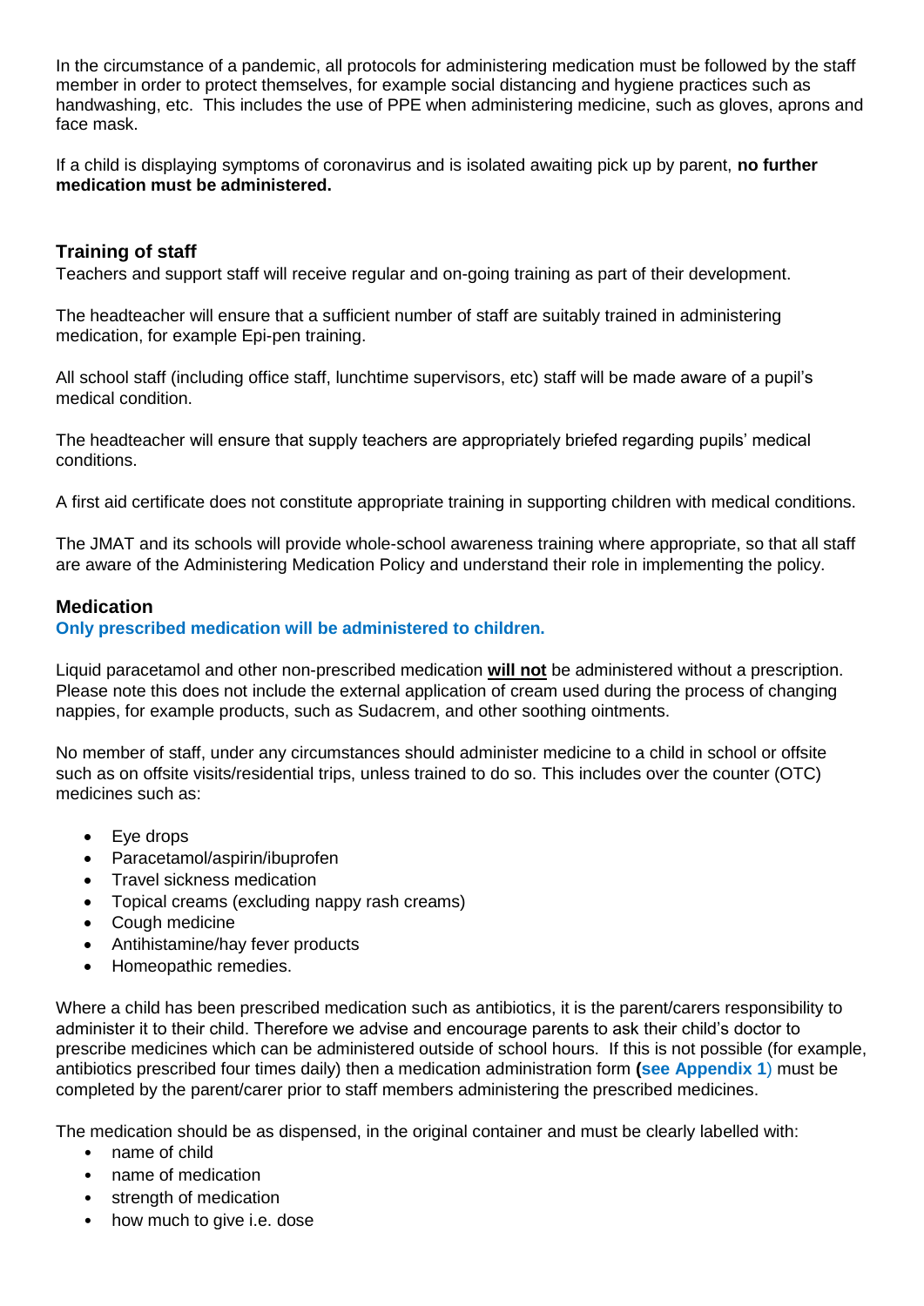In the circumstance of a pandemic, all protocols for administering medication must be followed by the staff member in order to protect themselves, for example social distancing and hygiene practices such as handwashing, etc. This includes the use of PPE when administering medicine, such as gloves, aprons and face mask.

If a child is displaying symptoms of coronavirus and is isolated awaiting pick up by parent, **no further medication must be administered.**

### Training of staff

Teachers and support staff will receive regular and on-going training as part of their development.

The headteacher will ensure that a sufficient number of staff are suitably trained in administering medication, for example Epi-pen training.

All school staff (including office staff, lunchtime supervisors, etc) staff will be made aware of a pupil's medical condition.

The headteacher will ensure that supply teachers are appropriately briefed regarding pupils' medical conditions.

A first aid certificate does not constitute appropriate training in supporting children with medical conditions.

The JMAT and its schools will provide whole-school awareness training where appropriate, so that all staff are aware of the Administering Medication Policy and understand their role in implementing the policy.

### Medication

**Only prescribed medication will be administered to children.**

Liquid paracetamol and other non-prescribed medication **will not** be administered without a prescription. Please note this does not include the external application of cream used during the process of changing nappies, for example products, such as Sudacrem, and other soothing ointments.

No member of staff, under any circumstances should administer medicine to a child in school or offsite such as on offsite visits/residential trips, unless trained to do so. This includes over the counter (OTC) medicines such as:

- Eye drops
- Paracetamol/aspirin/ibuprofen
- Travel sickness medication
- Topical creams (excluding nappy rash creams)
- Cough medicine
- Antihistamine/hay fever products
- Homeopathic remedies.

Where a child has been prescribed medication such as antibiotics, it is the parent/carers responsibility to administer it to their child. Therefore we advise and encourage parents to ask their child's doctor to prescribe medicines which can be administered outside of school hours. If this is not possible (for example, antibiotics prescribed four times daily) then a medication administration form **(see Appendix 1)** must be completed by the parent/carer prior to staff members administering the prescribed medicines.

The medication should be as dispensed, in the original container and must be clearly labelled with:

- name of child
- name of medication
- strength of medication
- how much to give i.e. dose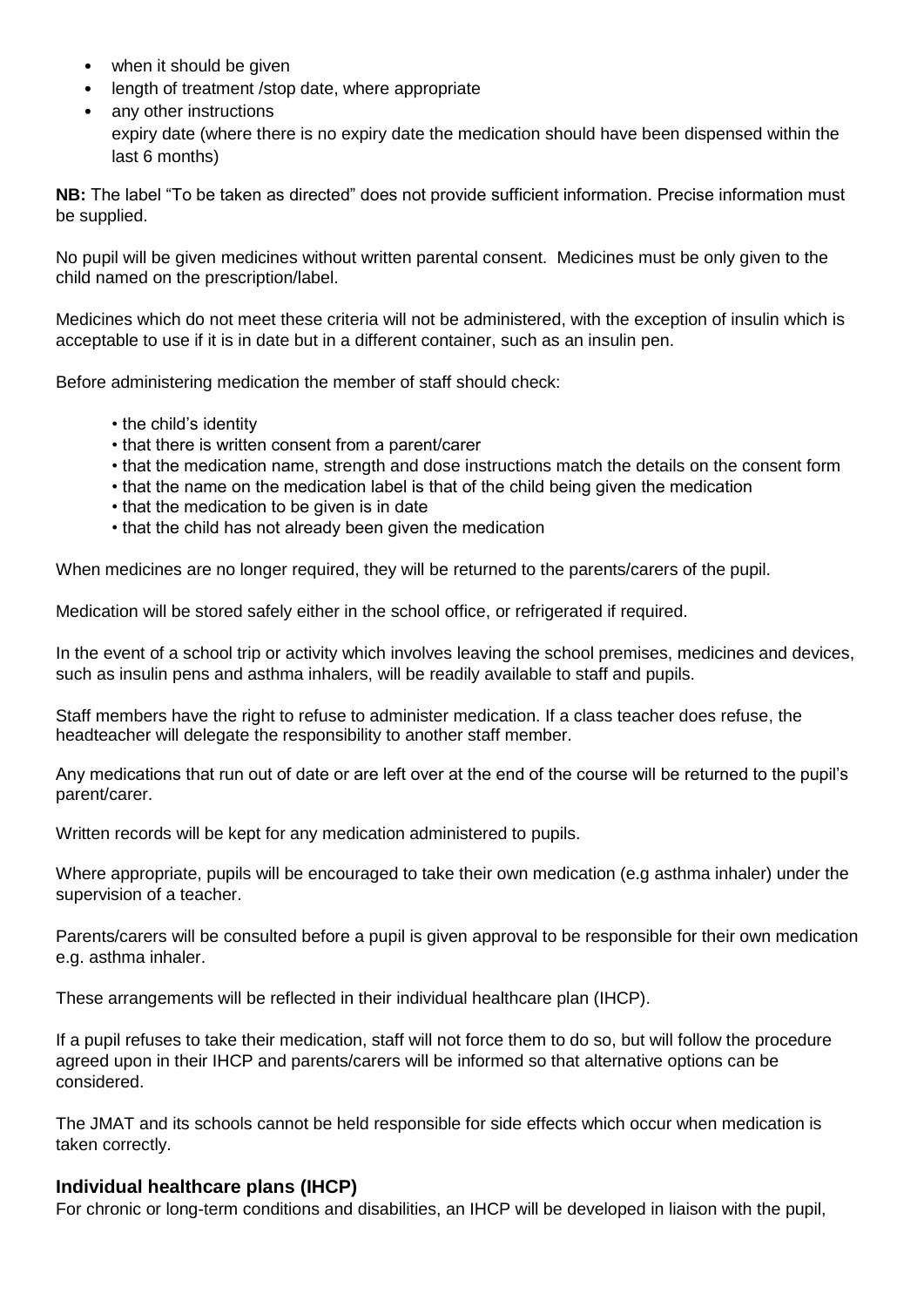- when it should be given
- length of treatment /stop date, where appropriate
- any other instructions
  expiry date (where there is no expiry date the medication should have been dispensed within the last 6 months)

**NB:** The label "To be taken as directed" does not provide sufficient information. Precise information must be supplied.

No pupil will be given medicines without written parental consent. Medicines must be only given to the child named on the prescription/label.

Medicines which do not meet these criteria will not be administered, with the exception of insulin which is acceptable to use if it is in date but in a different container, such as an insulin pen.

Before administering medication the member of staff should check:

- the child's identity
- that there is written consent from a parent/carer
- that the medication name, strength and dose instructions match the details on the consent form
- that the name on the medication label is that of the child being given the medication
- that the medication to be given is in date
- that the child has not already been given the medication

When medicines are no longer required, they will be returned to the parents/carers of the pupil.

Medication will be stored safely either in the school office, or refrigerated if required.

In the event of a school trip or activity which involves leaving the school premises, medicines and devices, such as insulin pens and asthma inhalers, will be readily available to staff and pupils.

Staff members have the right to refuse to administer medication. If a class teacher does refuse, the headteacher will delegate the responsibility to another staff member.

Any medications that run out of date or are left over at the end of the course will be returned to the pupil's parent/carer.

Written records will be kept for any medication administered to pupils.

Where appropriate, pupils will be encouraged to take their own medication (e.g asthma inhaler) under the supervision of a teacher.

Parents/carers will be consulted before a pupil is given approval to be responsible for their own medication e.g. asthma inhaler.

These arrangements will be reflected in their individual healthcare plan (IHCP).

If a pupil refuses to take their medication, staff will not force them to do so, but will follow the procedure agreed upon in their IHCP and parents/carers will be informed so that alternative options can be considered.

The JMAT and its schools cannot be held responsible for side effects which occur when medication is taken correctly.

### Individual healthcare plans (IHCP)

For chronic or long-term conditions and disabilities, an IHCP will be developed in liaison with the pupil,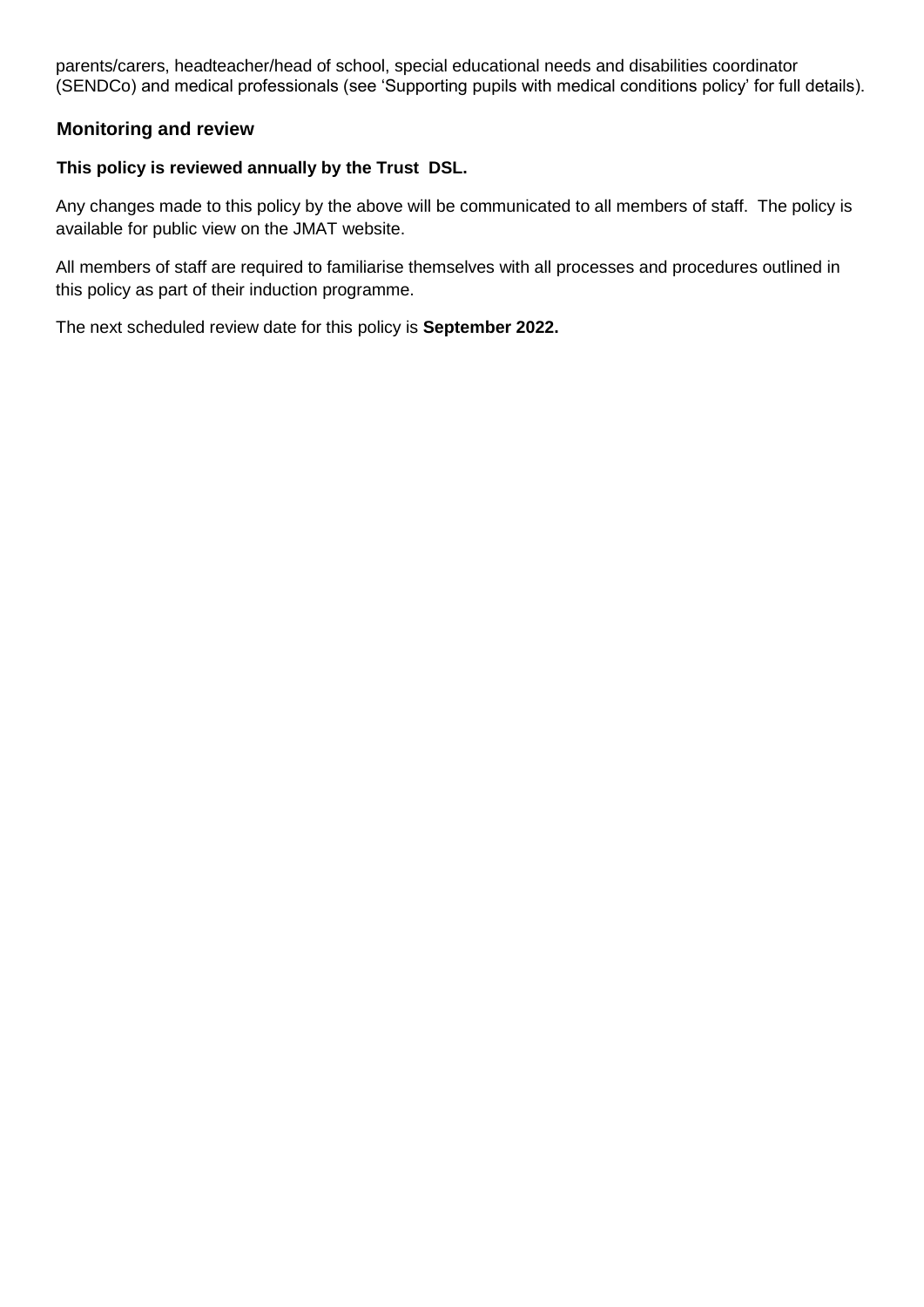parents/carers, headteacher/head of school, special educational needs and disabilities coordinator (SENDCo) and medical professionals (see 'Supporting pupils with medical conditions policy' for full details).

## Monitoring and review

**This policy is reviewed annually by the Trust DSL.**

Any changes made to this policy by the above will be communicated to all members of staff. The policy is available for public view on the JMAT website.

All members of staff are required to familiarise themselves with all processes and procedures outlined in this policy as part of their induction programme.

The next scheduled review date for this policy is **September 2022.**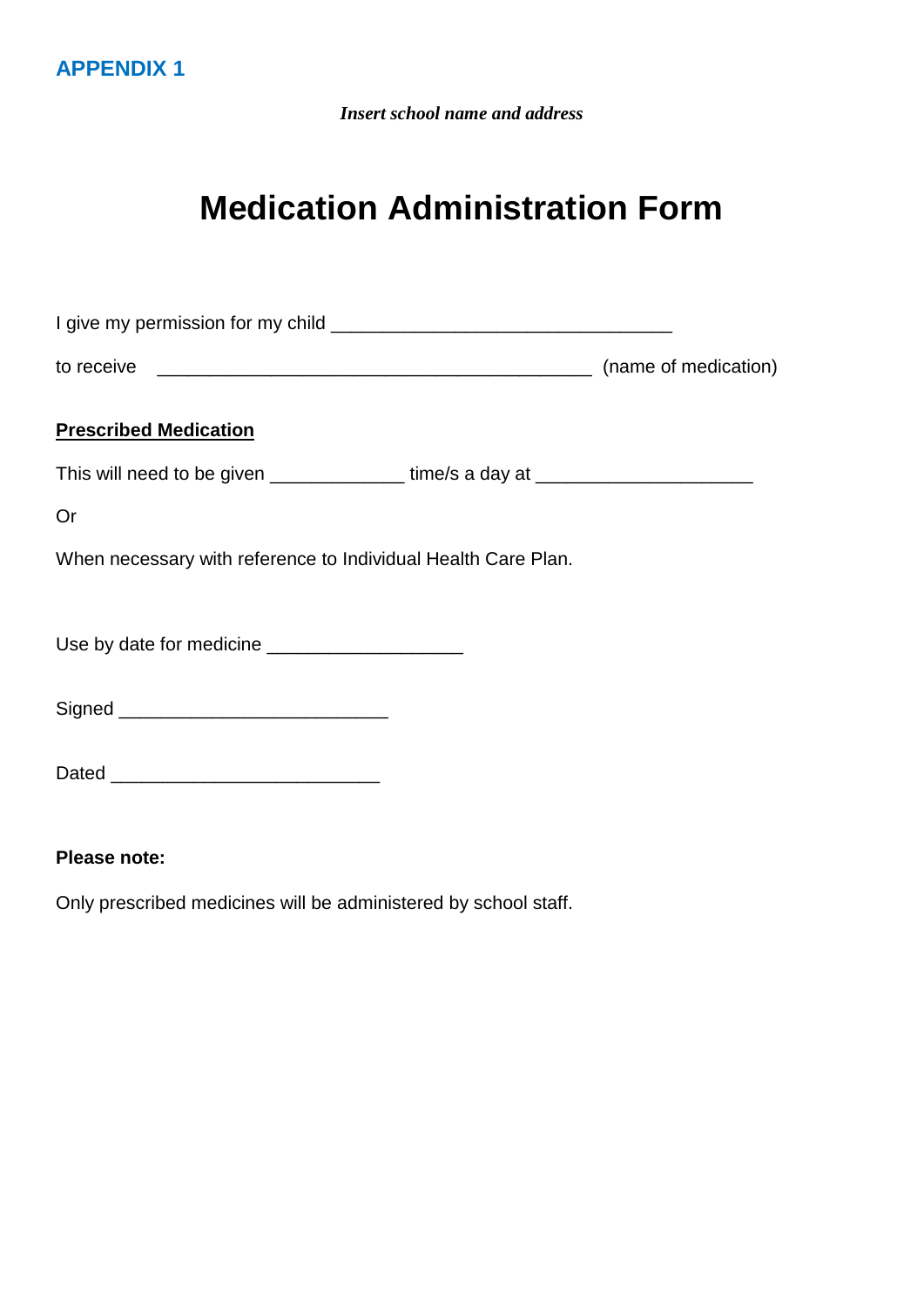**APPENDIX 1**

*Insert school name and address*

# Medication Administration Form

I give my permission for my child ________________________________

to receive ________________________________________ (name of medication)

**Prescribed Medication**

This will need to be given ____________ time/s a day at ____________________

Or

When necessary with reference to Individual Health Care Plan.

Use by date for medicine __________________

Signed _________________________

Dated _________________________

**Please note:**

Only prescribed medicines will be administered by school staff.